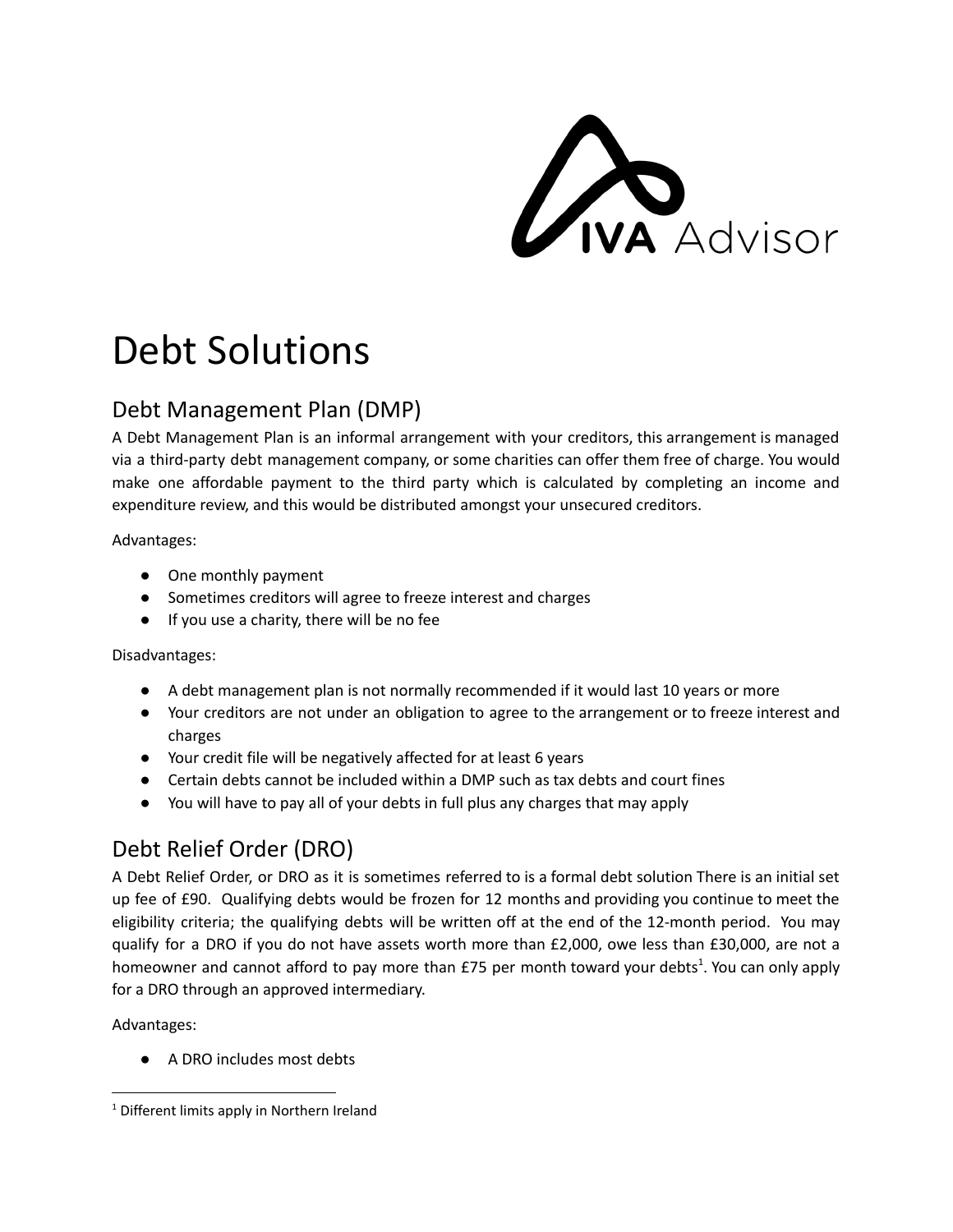IVA Advisor

# Debt Solutions

## Debt Management Plan (DMP)

A Debt Management Plan is an informal arrangement with your creditors, this arrangement is managed via a third-party debt management company, or some charities can offer them free of charge. You would make one affordable payment to the third party which is calculated by completing an income and expenditure review, and this would be distributed amongst your unsecured creditors.

Advantages:

- One monthly payment
- Sometimes creditors will agree to freeze interest and charges
- If you use a charity, there will be no fee

Disadvantages:

- A debt management plan is not normally recommended if it would last 10 years or more
- Your creditors are not under an obligation to agree to the arrangement or to freeze interest and charges
- Your credit file will be negatively affected for at least 6 years
- Certain debts cannot be included within a DMP such as tax debts and court fines
- You will have to pay all of your debts in full plus any charges that may apply

## Debt Relief Order (DRO)

A Debt Relief Order, or DRO as it is sometimes referred to is a formal debt solution There is an initial set up fee of £90. Qualifying debts would be frozen for 12 months and providing you continue to meet the eligibility criteria; the qualifying debts will be written off at the end of the 12-month period. You may qualify for a DRO if you do not have assets worth more than £2,000, owe less than £30,000, are not a homeowner and cannot afford to pay more than £75 per month toward your debts[1]. You can only apply for a DRO through an approved intermediary.

Advantages:

- A DRO includes most debts

[1] Different limits apply in Northern Ireland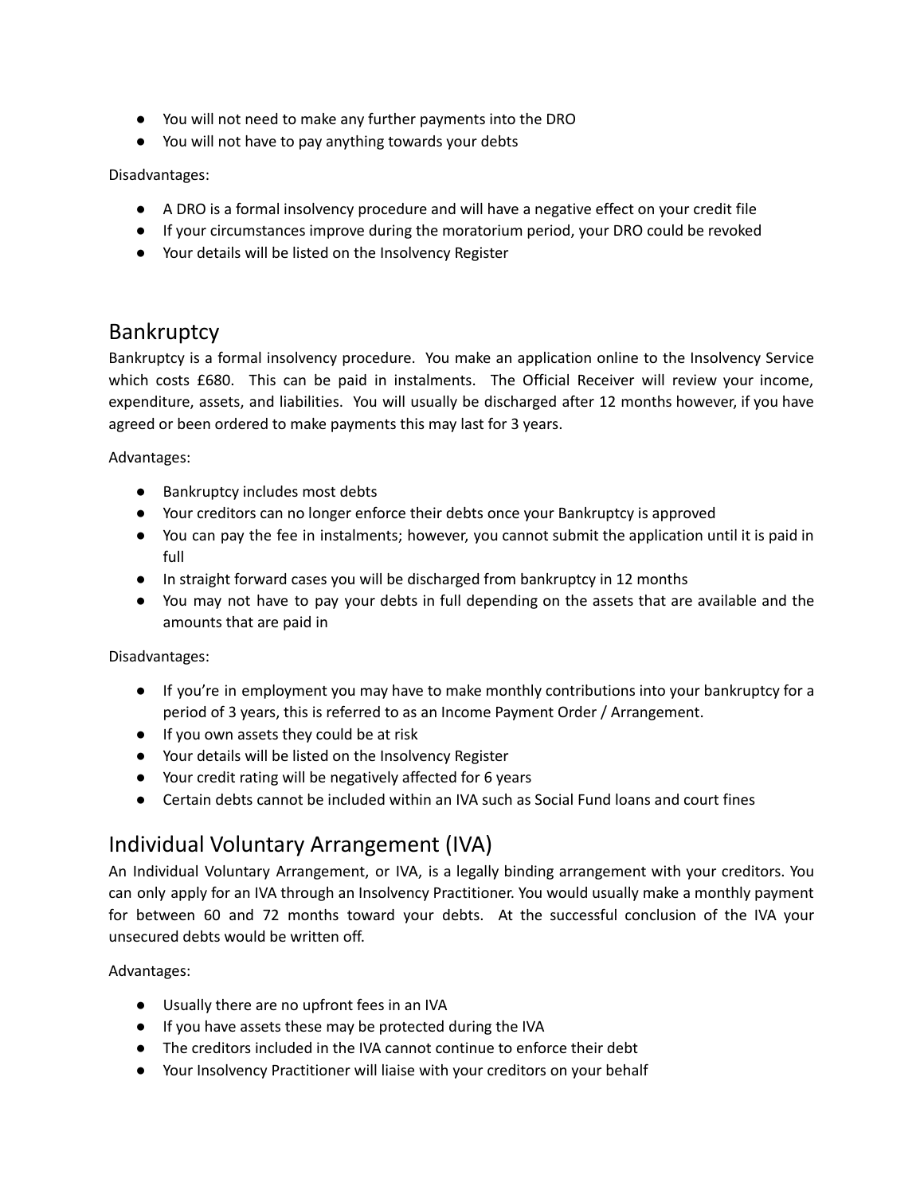- You will not need to make any further payments into the DRO
- You will not have to pay anything towards your debts

Disadvantages:

- A DRO is a formal insolvency procedure and will have a negative effect on your credit file
- If your circumstances improve during the moratorium period, your DRO could be revoked
- Your details will be listed on the Insolvency Register

## Bankruptcy

Bankruptcy is a formal insolvency procedure. You make an application online to the Insolvency Service which costs £680. This can be paid in instalments. The Official Receiver will review your income, expenditure, assets, and liabilities. You will usually be discharged after 12 months however, if you have agreed or been ordered to make payments this may last for 3 years.

Advantages:

- Bankruptcy includes most debts
- Your creditors can no longer enforce their debts once your Bankruptcy is approved
- You can pay the fee in instalments; however, you cannot submit the application until it is paid in full
- In straight forward cases you will be discharged from bankruptcy in 12 months
- You may not have to pay your debts in full depending on the assets that are available and the amounts that are paid in

Disadvantages:

- If you're in employment you may have to make monthly contributions into your bankruptcy for a period of 3 years, this is referred to as an Income Payment Order / Arrangement.
- If you own assets they could be at risk
- Your details will be listed on the Insolvency Register
- Your credit rating will be negatively affected for 6 years
- Certain debts cannot be included within an IVA such as Social Fund loans and court fines

## Individual Voluntary Arrangement (IVA)

An Individual Voluntary Arrangement, or IVA, is a legally binding arrangement with your creditors. You can only apply for an IVA through an Insolvency Practitioner. You would usually make a monthly payment for between 60 and 72 months toward your debts. At the successful conclusion of the IVA your unsecured debts would be written off.

Advantages:

- Usually there are no upfront fees in an IVA
- If you have assets these may be protected during the IVA
- The creditors included in the IVA cannot continue to enforce their debt
- Your Insolvency Practitioner will liaise with your creditors on your behalf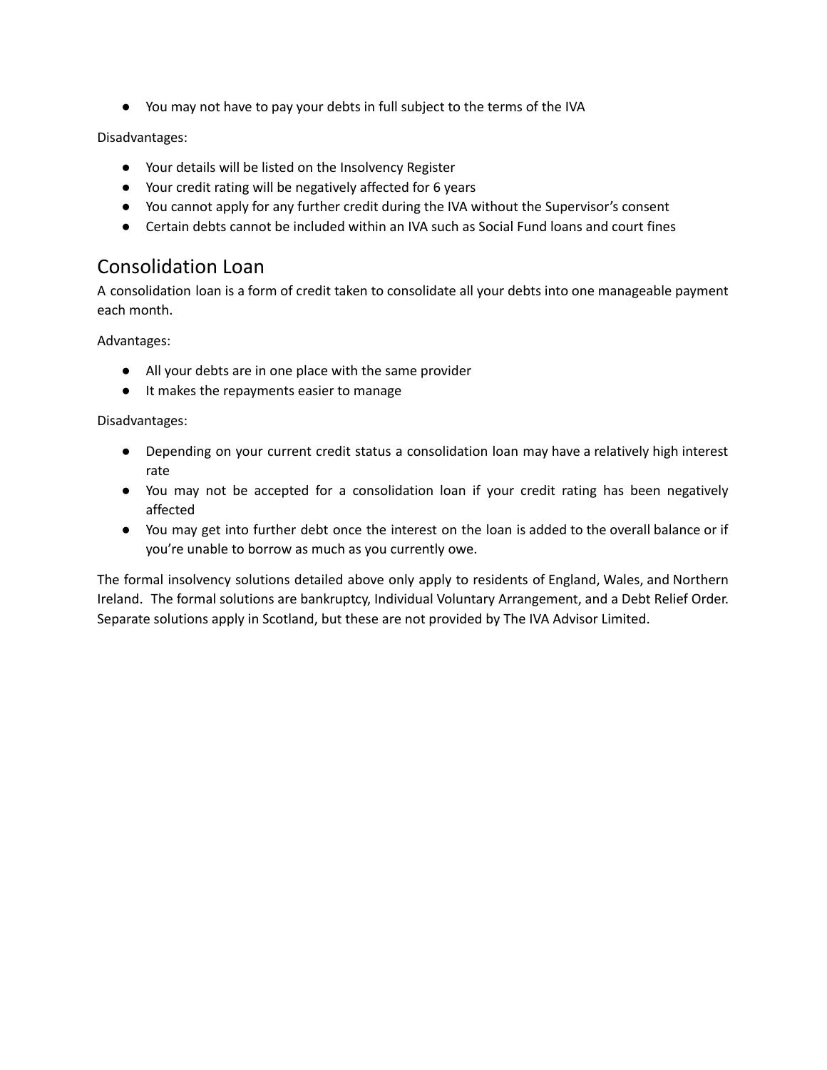- You may not have to pay your debts in full subject to the terms of the IVA

Disadvantages:

- Your details will be listed on the Insolvency Register
- Your credit rating will be negatively affected for 6 years
- You cannot apply for any further credit during the IVA without the Supervisor's consent
- Certain debts cannot be included within an IVA such as Social Fund loans and court fines

## Consolidation Loan

A consolidation loan is a form of credit taken to consolidate all your debts into one manageable payment each month.

Advantages:

- All your debts are in one place with the same provider
- It makes the repayments easier to manage

Disadvantages:

- Depending on your current credit status a consolidation loan may have a relatively high interest rate
- You may not be accepted for a consolidation loan if your credit rating has been negatively affected
- You may get into further debt once the interest on the loan is added to the overall balance or if you're unable to borrow as much as you currently owe.

The formal insolvency solutions detailed above only apply to residents of England, Wales, and Northern Ireland. The formal solutions are bankruptcy, Individual Voluntary Arrangement, and a Debt Relief Order. Separate solutions apply in Scotland, but these are not provided by The IVA Advisor Limited.